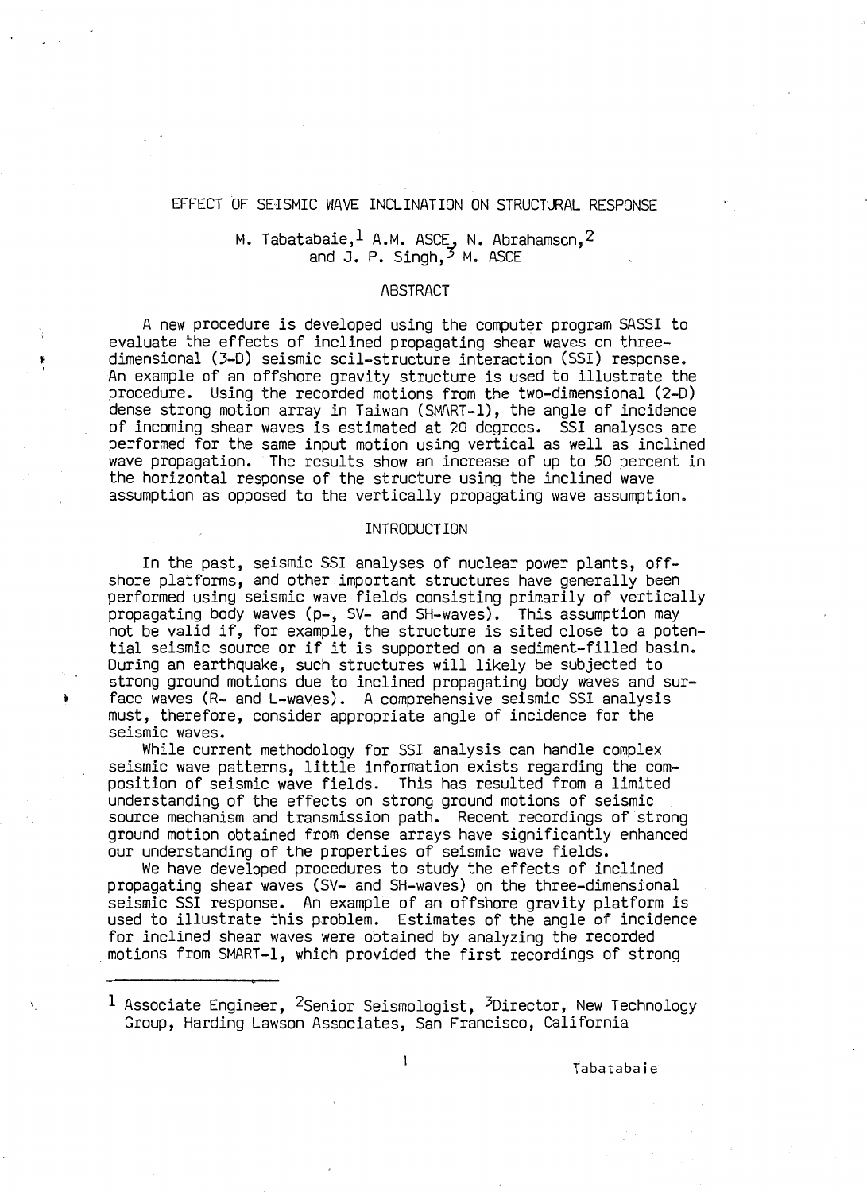# EFFECT OF SEISMIC WAVE INCLINATION ON STRUCTURAL RESPONSE

M. Tabatabaie,[1] A.M. ASCE, N. Abrahamson,[2] and J. P. Singh,[3] M. ASCE

## ABSTRACT

A new procedure is developed using the computer program SASSI to evaluate the effects of inclined propagating shear waves on three-dimensional (3-D) seismic soil-structure interaction (SSI) response. An example of an offshore gravity structure is used to illustrate the procedure. Using the recorded motions from the two-dimensional (2-D) dense strong motion array in Taiwan (SMART-1), the angle of incidence of incoming shear waves is estimated at 20 degrees. SSI analyses are performed for the same input motion using vertical as well as inclined wave propagation. The results show an increase of up to 50 percent in the horizontal response of the structure using the inclined wave assumption as opposed to the vertically propagating wave assumption.

## INTRODUCTION

In the past, seismic SSI analyses of nuclear power plants, offshore platforms, and other important structures have generally been performed using seismic wave fields consisting primarily of vertically propagating body waves (p-, SV- and SH-waves). This assumption may not be valid if, for example, the structure is sited close to a potential seismic source or if it is supported on a sediment-filled basin. During an earthquake, such structures will likely be subjected to strong ground motions due to inclined propagating body waves and surface waves (R- and L-waves). A comprehensive seismic SSI analysis must, therefore, consider appropriate angle of incidence for the seismic waves.

While current methodology for SSI analysis can handle complex seismic wave patterns, little information exists regarding the composition of seismic wave fields. This has resulted from a limited understanding of the effects on strong ground motions of seismic source mechanism and transmission path. Recent recordings of strong ground motion obtained from dense arrays have significantly enhanced our understanding of the properties of seismic wave fields.

We have developed procedures to study the effects of inclined propagating shear waves (SV- and SH-waves) on the three-dimensional seismic SSI response. An example of an offshore gravity platform is used to illustrate this problem. Estimates of the angle of incidence for inclined shear waves were obtained by analyzing the recorded motions from SMART-1, which provided the first recordings of strong

---

[1] Associate Engineer, [2]Senior Seismologist, [3]Director, New Technology Group, Harding Lawson Associates, San Francisco, California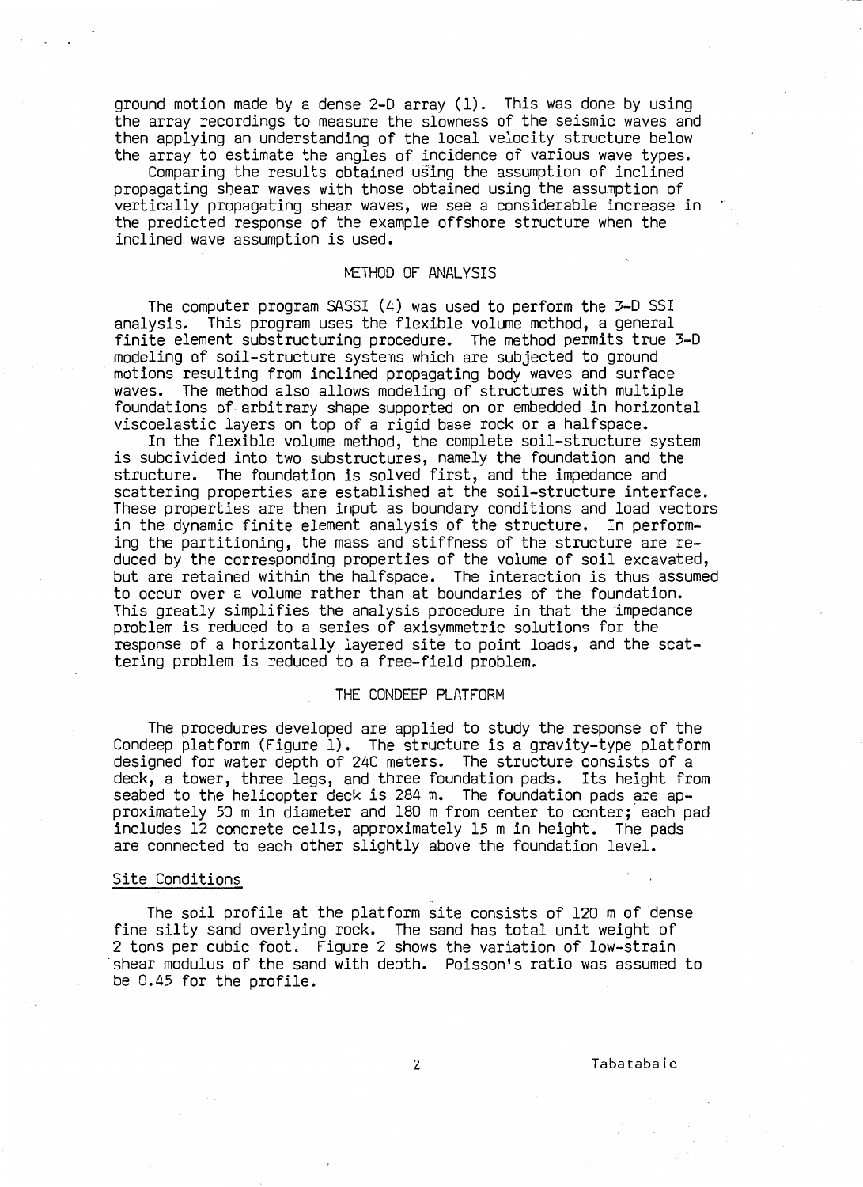ground motion made by a dense 2-D array (1). This was done by using the array recordings to measure the slowness of the seismic waves and then applying an understanding of the local velocity structure below the array to estimate the angles of incidence of various wave types.

Comparing the results obtained using the assumption of inclined propagating shear waves with those obtained using the assumption of vertically propagating shear waves, we see a considerable increase in the predicted response of the example offshore structure when the inclined wave assumption is used.

## METHOD OF ANALYSIS

The computer program SASSI (4) was used to perform the 3-D SSI analysis. This program uses the flexible volume method, a general finite element substructuring procedure. The method permits true 3-D modeling of soil-structure systems which are subjected to ground motions resulting from inclined propagating body waves and surface waves. The method also allows modeling of structures with multiple foundations of arbitrary shape supported on or embedded in horizontal viscoelastic layers on top of a rigid base rock or a halfspace.

In the flexible volume method, the complete soil-structure system is subdivided into two substructures, namely the foundation and the structure. The foundation is solved first, and the impedance and scattering properties are established at the soil-structure interface. These properties are then input as boundary conditions and load vectors in the dynamic finite element analysis of the structure. In performing the partitioning, the mass and stiffness of the structure are reduced by the corresponding properties of the volume of soil excavated, but are retained within the halfspace. The interaction is thus assumed to occur over a volume rather than at boundaries of the foundation. This greatly simplifies the analysis procedure in that the impedance problem is reduced to a series of axisymmetric solutions for the response of a horizontally layered site to point loads, and the scattering problem is reduced to a free-field problem.

## THE CONDEEP PLATFORM

The procedures developed are applied to study the response of the Condeep platform (Figure 1). The structure is a gravity-type platform designed for water depth of 240 meters. The structure consists of a deck, a tower, three legs, and three foundation pads. Its height from seabed to the helicopter deck is 284 m. The foundation pads are approximately 50 m in diameter and 180 m from center to center; each pad includes 12 concrete cells, approximately 15 m in height. The pads are connected to each other slightly above the foundation level.

### Site Conditions

The soil profile at the platform site consists of 120 m of dense fine silty sand overlying rock. The sand has total unit weight of 2 tons per cubic foot. Figure 2 shows the variation of low-strain shear modulus of the sand with depth. Poisson's ratio was assumed to be 0.45 for the profile.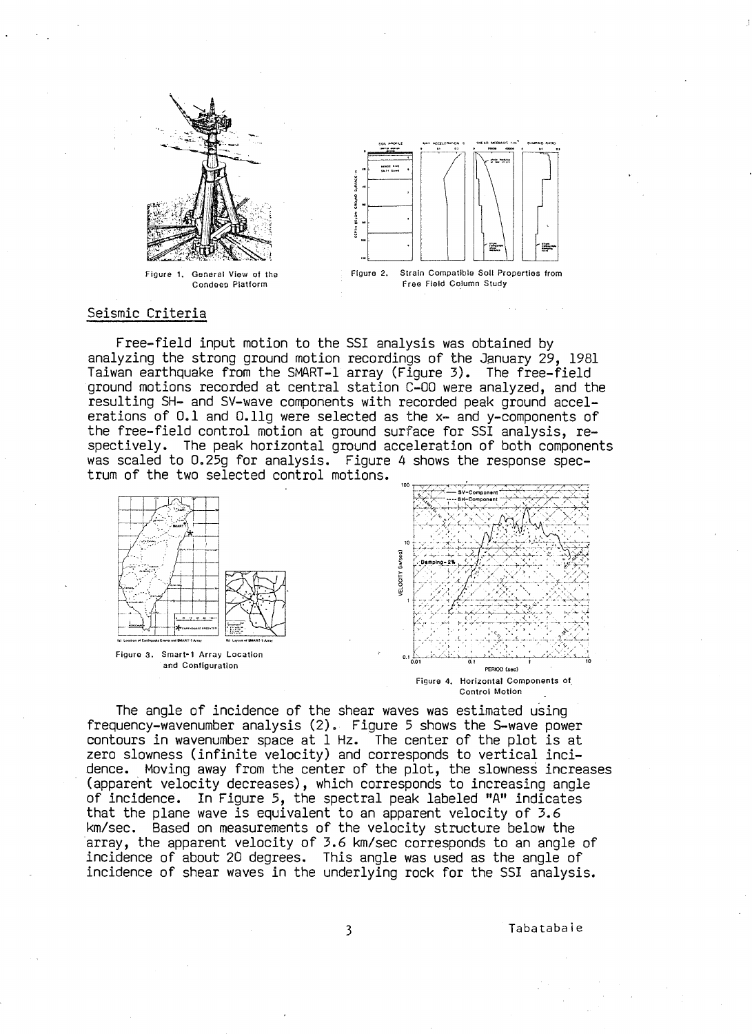Figure 1. General View of the Condeep Platform

Figure 2. Strain Compatible Soil Properties from Free Field Column Study

## Seismic Criteria

Free-field input motion to the SSI analysis was obtained by analyzing the strong ground motion recordings of the January 29, 1981 Taiwan earthquake from the SMART-1 array (Figure 3). The free-field ground motions recorded at central station C-00 were analyzed, and the resulting SH- and SV-wave components with recorded peak ground accelerations of 0.1 and 0.11g were selected as the x- and y-components of the free-field control motion at ground surface for SSI analysis, respectively. The peak horizontal ground acceleration of both components was scaled to 0.25g for analysis. Figure 4 shows the response spectrum of the two selected control motions.

Figure 3. Smart-1 Array Location and Configuration

Figure 4. Horizontal Components of Control Motion

The angle of incidence of the shear waves was estimated using frequency-wavenumber analysis (2). Figure 5 shows the S-wave power contours in wavenumber space at 1 Hz. The center of the plot is at zero slowness (infinite velocity) and corresponds to vertical incidence. Moving away from the center of the plot, the slowness increases (apparent velocity decreases), which corresponds to increasing angle of incidence. In Figure 5, the spectral peak labeled "A" indicates that the plane wave is equivalent to an apparent velocity of 3.6 km/sec. Based on measurements of the velocity structure below the array, the apparent velocity of 3.6 km/sec corresponds to an angle of incidence of about 20 degrees. This angle was used as the angle of incidence of shear waves in the underlying rock for the SSI analysis.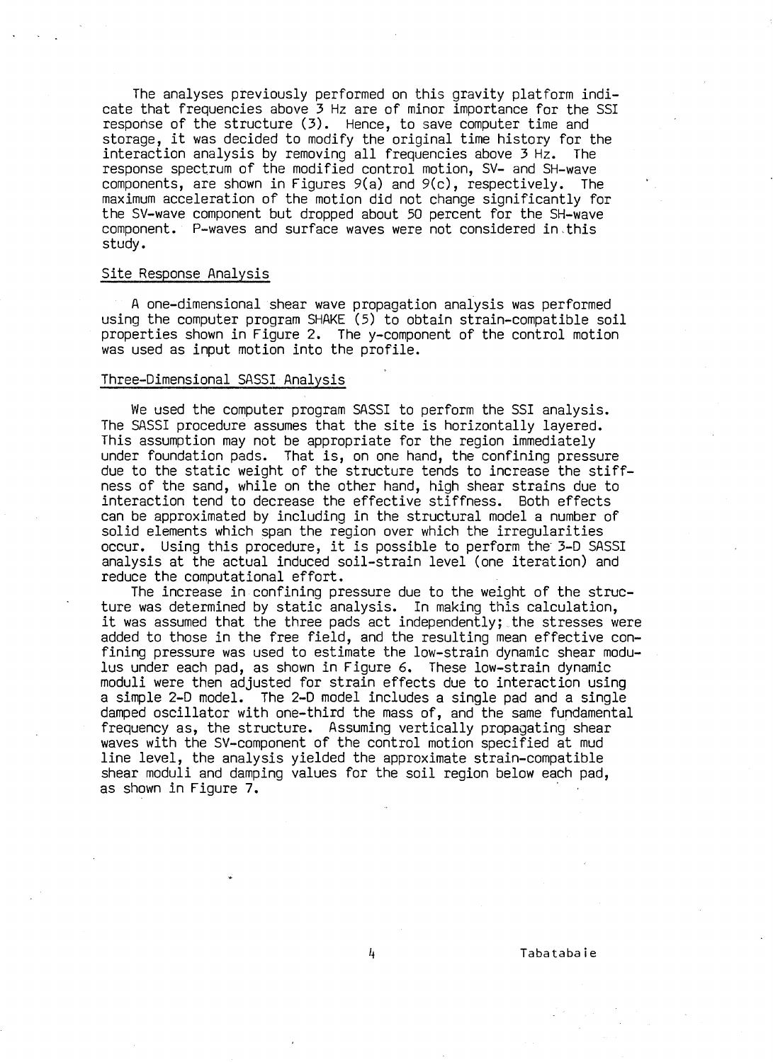The analyses previously performed on this gravity platform indicate that frequencies above 3 Hz are of minor importance for the SSI response of the structure (3). Hence, to save computer time and storage, it was decided to modify the original time history for the interaction analysis by removing all frequencies above 3 Hz. The response spectrum of the modified control motion, SV- and SH-wave components, are shown in Figures 9(a) and 9(c), respectively. The maximum acceleration of the motion did not change significantly for the SV-wave component but dropped about 50 percent for the SH-wave component. P-waves and surface waves were not considered in this study.

## Site Response Analysis

A one-dimensional shear wave propagation analysis was performed using the computer program SHAKE (5) to obtain strain-compatible soil properties shown in Figure 2. The y-component of the control motion was used as input motion into the profile.

## Three-Dimensional SASSI Analysis

We used the computer program SASSI to perform the SSI analysis. The SASSI procedure assumes that the site is horizontally layered. This assumption may not be appropriate for the region immediately under foundation pads. That is, on one hand, the confining pressure due to the static weight of the structure tends to increase the stiffness of the sand, while on the other hand, high shear strains due to interaction tend to decrease the effective stiffness. Both effects can be approximated by including in the structural model a number of solid elements which span the region over which the irregularities occur. Using this procedure, it is possible to perform the 3-D SASSI analysis at the actual induced soil-strain level (one iteration) and reduce the computational effort.

The increase in confining pressure due to the weight of the structure was determined by static analysis. In making this calculation, it was assumed that the three pads act independently; the stresses were added to those in the free field, and the resulting mean effective confining pressure was used to estimate the low-strain dynamic shear modulus under each pad, as shown in Figure 6. These low-strain dynamic moduli were then adjusted for strain effects due to interaction using a simple 2-D model. The 2-D model includes a single pad and a single damped oscillator with one-third the mass of, and the same fundamental frequency as, the structure. Assuming vertically propagating shear waves with the SV-component of the control motion specified at mud line level, the analysis yielded the approximate strain-compatible shear moduli and damping values for the soil region below each pad, as shown in Figure 7.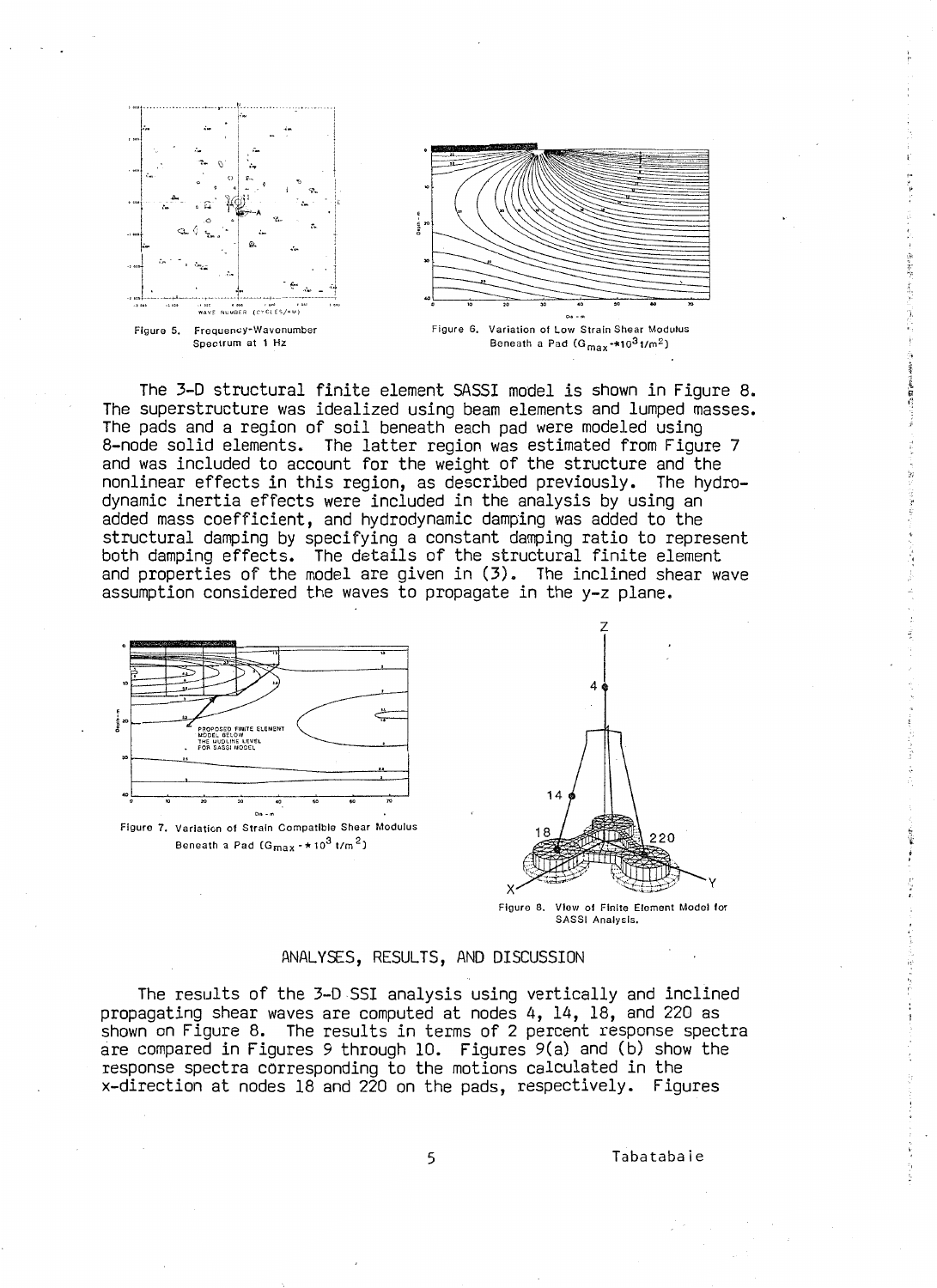Figure 5. Frequency-Wavenumber Spectrum at 1 Hz

Figure 6. Variation of Low Strain Shear Modulus Beneath a Pad ($G_{max}$-*$10^3$ t/m$^2$)

The 3-D structural finite element SASSI model is shown in Figure 8. The superstructure was idealized using beam elements and lumped masses. The pads and a region of soil beneath each pad were modeled using 8-node solid elements. The latter region was estimated from Figure 7 and was included to account for the weight of the structure and the nonlinear effects in this region, as described previously. The hydrodynamic inertia effects were included in the analysis by using an added mass coefficient, and hydrodynamic damping was added to the structural damping by specifying a constant damping ratio to represent both damping effects. The details of the structural finite element and properties of the model are given in (3). The inclined shear wave assumption considered the waves to propagate in the y-z plane.

Figure 7. Variation of Strain Compatible Shear Modulus Beneath a Pad ($G_{max}$ - * $10^3$ t/m$^2$)

Figure 8. View of Finite Element Model for SASSI Analysis.

## ANALYSES, RESULTS, AND DISCUSSION

The results of the 3-D SSI analysis using vertically and inclined propagating shear waves are computed at nodes 4, 14, 18, and 220 as shown on Figure 8. The results in terms of 2 percent response spectra are compared in Figures 9 through 10. Figures 9(a) and (b) show the response spectra corresponding to the motions calculated in the x-direction at nodes 18 and 220 on the pads, respectively. Figures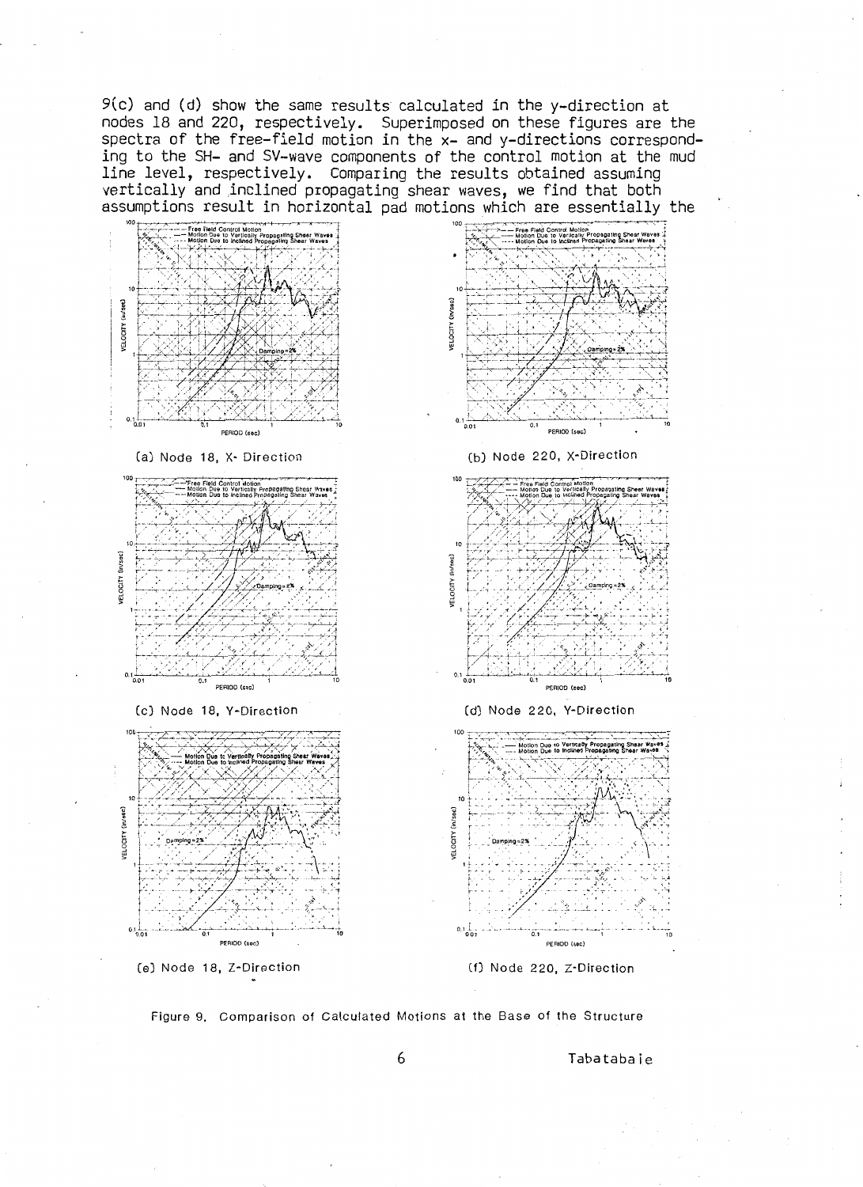9(c) and (d) show the same results calculated in the y-direction at nodes 18 and 220, respectively. Superimposed on these figures are the spectra of the free-field motion in the x- and y-directions corresponding to the SH- and SV-wave components of the control motion at the mud line level, respectively. Comparing the results obtained assuming vertically and inclined propagating shear waves, we find that both assumptions result in horizontal pad motions which are essentially the

(a) Node 18, X- Direction

(b) Node 220, X-Direction

(c) Node 18, Y-Direction

(d) Node 220, Y-Direction

(e) Node 18, Z-Direction

(f) Node 220, Z-Direction

Figure 9. Comparison of Calculated Motions at the Base of the Structure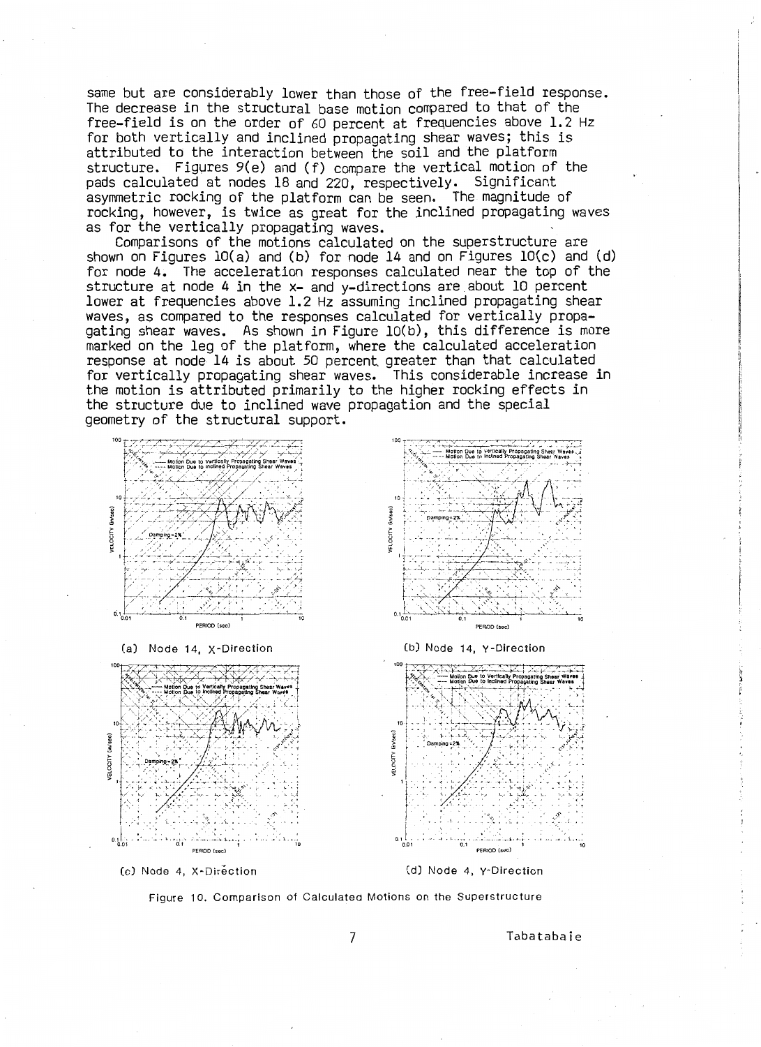same but are considerably lower than those of the free-field response. The decrease in the structural base motion compared to that of the free-field is on the order of 60 percent at frequencies above 1.2 Hz for both vertically and inclined propagating shear waves; this is attributed to the interaction between the soil and the platform structure. Figures 9(e) and (f) compare the vertical motion of the pads calculated at nodes 18 and 220, respectively. Significant asymmetric rocking of the platform can be seen. The magnitude of rocking, however, is twice as great for the inclined propagating waves as for the vertically propagating waves.

Comparisons of the motions calculated on the superstructure are shown on Figures 10(a) and (b) for node 14 and on Figures 10(c) and (d) for node 4. The acceleration responses calculated near the top of the structure at node 4 in the x- and y-directions are about 10 percent lower at frequencies above 1.2 Hz assuming inclined propagating shear waves, as compared to the responses calculated for vertically propagating shear waves. As shown in Figure 10(b), this difference is more marked on the leg of the platform, where the calculated acceleration response at node 14 is about 50 percent greater than that calculated for vertically propagating shear waves. This considerable increase in the motion is attributed primarily to the higher rocking effects in the structure due to inclined wave propagation and the special geometry of the structural support.

(a) Node 14, X-Direction

(b) Node 14, Y-Direction

(c) Node 4, X-Direction

(d) Node 4, Y-Direction

Figure 10. Comparison of Calculated Motions on the Superstructure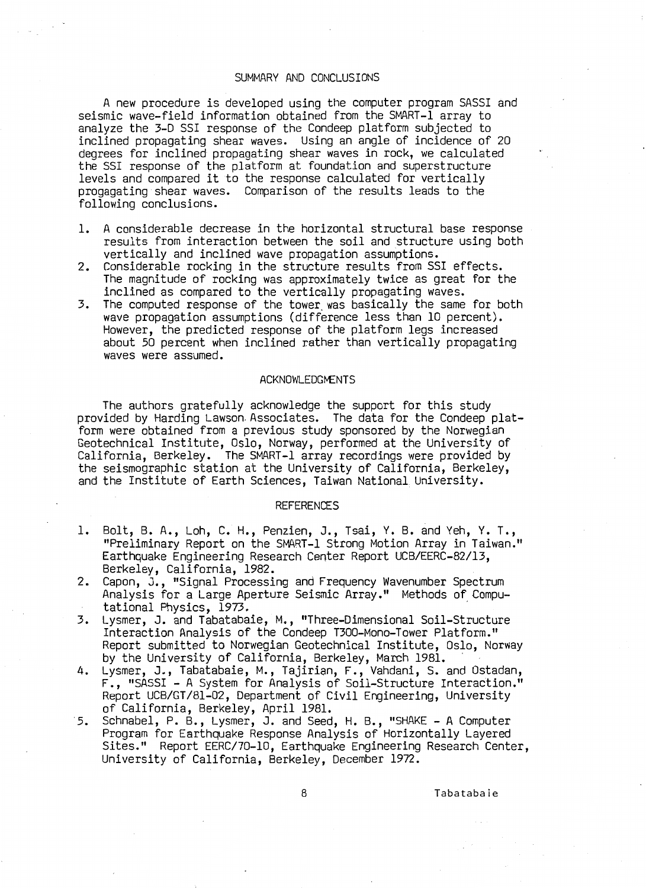## SUMMARY AND CONCLUSIONS

A new procedure is developed using the computer program SASSI and seismic wave-field information obtained from the SMART-1 array to analyze the 3-D SSI response of the Condeep platform subjected to inclined propagating shear waves. Using an angle of incidence of 20 degrees for inclined propagating shear waves in rock, we calculated the SSI response of the platform at foundation and superstructure levels and compared it to the response calculated for vertically progagating shear waves. Comparison of the results leads to the following conclusions.

1. A considerable decrease in the horizontal structural base response results from interaction between the soil and structure using both vertically and inclined wave propagation assumptions.
2. Considerable rocking in the structure results from SSI effects. The magnitude of rocking was approximately twice as great for the inclined as compared to the vertically propagating waves.
3. The computed response of the tower was basically the same for both wave propagation assumptions (difference less than 10 percent). However, the predicted response of the platform legs increased about 50 percent when inclined rather than vertically propagating waves were assumed.

## ACKNOWLEDGMENTS

The authors gratefully acknowledge the support for this study provided by Harding Lawson Associates. The data for the Condeep platform were obtained from a previous study sponsored by the Norwegian Geotechnical Institute, Oslo, Norway, performed at the University of California, Berkeley. The SMART-1 array recordings were provided by the seismographic station at the University of California, Berkeley, and the Institute of Earth Sciences, Taiwan National University.

## REFERENCES

1. Bolt, B. A., Loh, C. H., Penzien, J., Tsai, Y. B. and Yeh, Y. T., "Preliminary Report on the SMART-1 Strong Motion Array in Taiwan." Earthquake Engineering Research Center Report UCB/EERC-82/13, Berkeley, California, 1982.
2. Capon, J., "Signal Processing and Frequency Wavenumber Spectrum Analysis for a Large Aperture Seismic Array." Methods of Computational Physics, 1973.
3. Lysmer, J. and Tabatabaie, M., "Three-Dimensional Soil-Structure Interaction Analysis of the Condeep T300-Mono-Tower Platform." Report submitted to Norwegian Geotechnical Institute, Oslo, Norway by the University of California, Berkeley, March 1981.
4. Lysmer, J., Tabatabaie, M., Tajirian, F., Vahdani, S. and Ostadan, F., "SASSI - A System for Analysis of Soil-Structure Interaction." Report UCB/GT/81-02, Department of Civil Engineering, University of California, Berkeley, April 1981.
5. Schnabel, P. B., Lysmer, J. and Seed, H. B., "SHAKE - A Computer Program for Earthquake Response Analysis of Horizontally Layered Sites." Report EERC/70-10, Earthquake Engineering Research Center, University of California, Berkeley, December 1972.